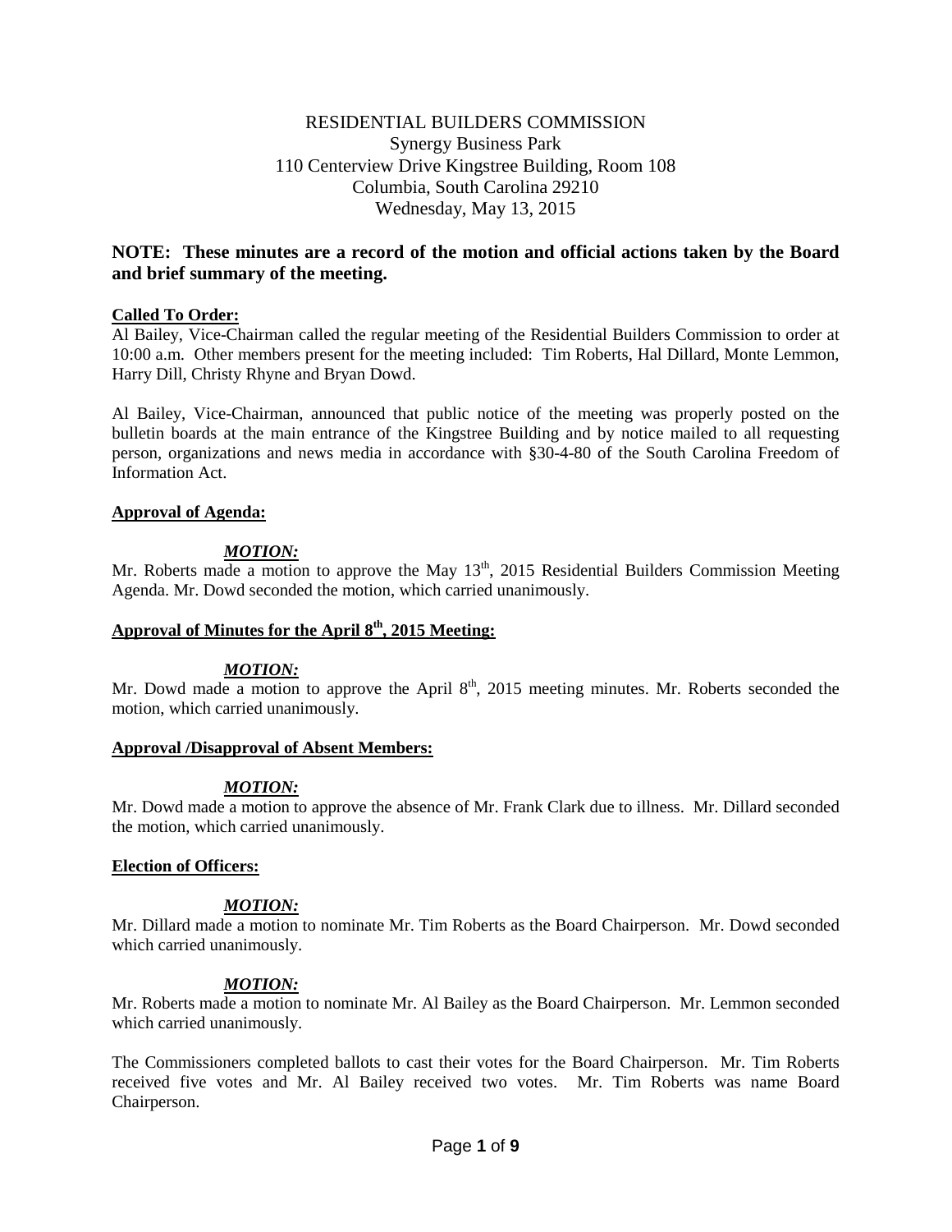RESIDENTIAL BUILDERS COMMISSION
Synergy Business Park
110 Centerview Drive Kingstree Building, Room 108
Columbia, South Carolina 29210
Wednesday, May 13, 2015

**NOTE: These minutes are a record of the motion and official actions taken by the Board and brief summary of the meeting.**

**Called To Order:**

Al Bailey, Vice-Chairman called the regular meeting of the Residential Builders Commission to order at 10:00 a.m. Other members present for the meeting included: Tim Roberts, Hal Dillard, Monte Lemmon, Harry Dill, Christy Rhyne and Bryan Dowd.

Al Bailey, Vice-Chairman, announced that public notice of the meeting was properly posted on the bulletin boards at the main entrance of the Kingstree Building and by notice mailed to all requesting person, organizations and news media in accordance with §30-4-80 of the South Carolina Freedom of Information Act.

**Approval of Agenda:**

***MOTION:***

Mr. Roberts made a motion to approve the May 13th, 2015 Residential Builders Commission Meeting Agenda. Mr. Dowd seconded the motion, which carried unanimously.

**Approval of Minutes for the April 8th, 2015 Meeting:**

***MOTION:***

Mr. Dowd made a motion to approve the April 8th, 2015 meeting minutes. Mr. Roberts seconded the motion, which carried unanimously.

**Approval /Disapproval of Absent Members:**

***MOTION:***

Mr. Dowd made a motion to approve the absence of Mr. Frank Clark due to illness. Mr. Dillard seconded the motion, which carried unanimously.

**Election of Officers:**

***MOTION:***

Mr. Dillard made a motion to nominate Mr. Tim Roberts as the Board Chairperson. Mr. Dowd seconded which carried unanimously.

***MOTION:***

Mr. Roberts made a motion to nominate Mr. Al Bailey as the Board Chairperson. Mr. Lemmon seconded which carried unanimously.

The Commissioners completed ballots to cast their votes for the Board Chairperson. Mr. Tim Roberts received five votes and Mr. Al Bailey received two votes. Mr. Tim Roberts was name Board Chairperson.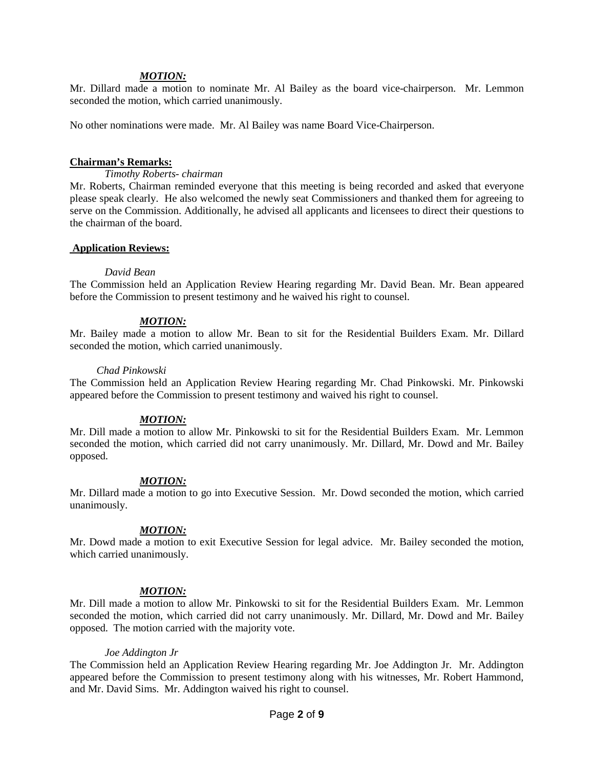***MOTION:***

Mr. Dillard made a motion to nominate Mr. Al Bailey as the board vice-chairperson. Mr. Lemmon seconded the motion, which carried unanimously.

No other nominations were made. Mr. Al Bailey was name Board Vice-Chairperson.

**Chairman's Remarks:**

*Timothy Roberts- chairman*

Mr. Roberts, Chairman reminded everyone that this meeting is being recorded and asked that everyone please speak clearly. He also welcomed the newly seat Commissioners and thanked them for agreeing to serve on the Commission. Additionally, he advised all applicants and licensees to direct their questions to the chairman of the board.

**Application Reviews:**

*David Bean*

The Commission held an Application Review Hearing regarding Mr. David Bean. Mr. Bean appeared before the Commission to present testimony and he waived his right to counsel.

***MOTION:***

Mr. Bailey made a motion to allow Mr. Bean to sit for the Residential Builders Exam. Mr. Dillard seconded the motion, which carried unanimously.

*Chad Pinkowski*

The Commission held an Application Review Hearing regarding Mr. Chad Pinkowski. Mr. Pinkowski appeared before the Commission to present testimony and waived his right to counsel.

***MOTION:***

Mr. Dill made a motion to allow Mr. Pinkowski to sit for the Residential Builders Exam. Mr. Lemmon seconded the motion, which carried did not carry unanimously. Mr. Dillard, Mr. Dowd and Mr. Bailey opposed.

***MOTION:***

Mr. Dillard made a motion to go into Executive Session. Mr. Dowd seconded the motion, which carried unanimously.

***MOTION:***

Mr. Dowd made a motion to exit Executive Session for legal advice. Mr. Bailey seconded the motion, which carried unanimously.

***MOTION:***

Mr. Dill made a motion to allow Mr. Pinkowski to sit for the Residential Builders Exam. Mr. Lemmon seconded the motion, which carried did not carry unanimously. Mr. Dillard, Mr. Dowd and Mr. Bailey opposed. The motion carried with the majority vote.

*Joe Addington Jr*

The Commission held an Application Review Hearing regarding Mr. Joe Addington Jr. Mr. Addington appeared before the Commission to present testimony along with his witnesses, Mr. Robert Hammond, and Mr. David Sims. Mr. Addington waived his right to counsel.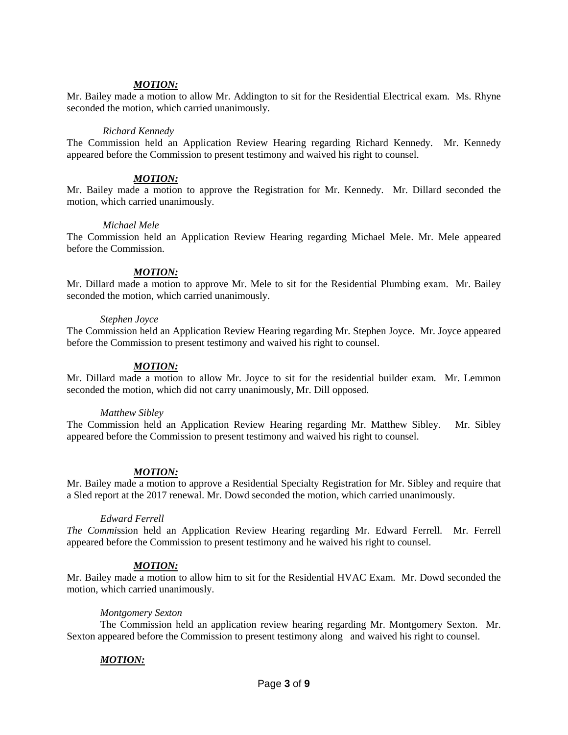***MOTION:***

Mr. Bailey made a motion to allow Mr. Addington to sit for the Residential Electrical exam. Ms. Rhyne seconded the motion, which carried unanimously.

*Richard Kennedy*

The Commission held an Application Review Hearing regarding Richard Kennedy. Mr. Kennedy appeared before the Commission to present testimony and waived his right to counsel.

***MOTION:***

Mr. Bailey made a motion to approve the Registration for Mr. Kennedy. Mr. Dillard seconded the motion, which carried unanimously.

*Michael Mele*

The Commission held an Application Review Hearing regarding Michael Mele. Mr. Mele appeared before the Commission.

***MOTION:***

Mr. Dillard made a motion to approve Mr. Mele to sit for the Residential Plumbing exam. Mr. Bailey seconded the motion, which carried unanimously.

*Stephen Joyce*

The Commission held an Application Review Hearing regarding Mr. Stephen Joyce. Mr. Joyce appeared before the Commission to present testimony and waived his right to counsel.

***MOTION:***

Mr. Dillard made a motion to allow Mr. Joyce to sit for the residential builder exam. Mr. Lemmon seconded the motion, which did not carry unanimously, Mr. Dill opposed.

*Matthew Sibley*

The Commission held an Application Review Hearing regarding Mr. Matthew Sibley. Mr. Sibley appeared before the Commission to present testimony and waived his right to counsel.

***MOTION:***

Mr. Bailey made a motion to approve a Residential Specialty Registration for Mr. Sibley and require that a Sled report at the 2017 renewal. Mr. Dowd seconded the motion, which carried unanimously.

*Edward Ferrell*

*The Commi*ssion held an Application Review Hearing regarding Mr. Edward Ferrell. Mr. Ferrell appeared before the Commission to present testimony and he waived his right to counsel.

***MOTION:***

Mr. Bailey made a motion to allow him to sit for the Residential HVAC Exam. Mr. Dowd seconded the motion, which carried unanimously.

*Montgomery Sexton*

The Commission held an application review hearing regarding Mr. Montgomery Sexton. Mr. Sexton appeared before the Commission to present testimony along and waived his right to counsel.

***MOTION:***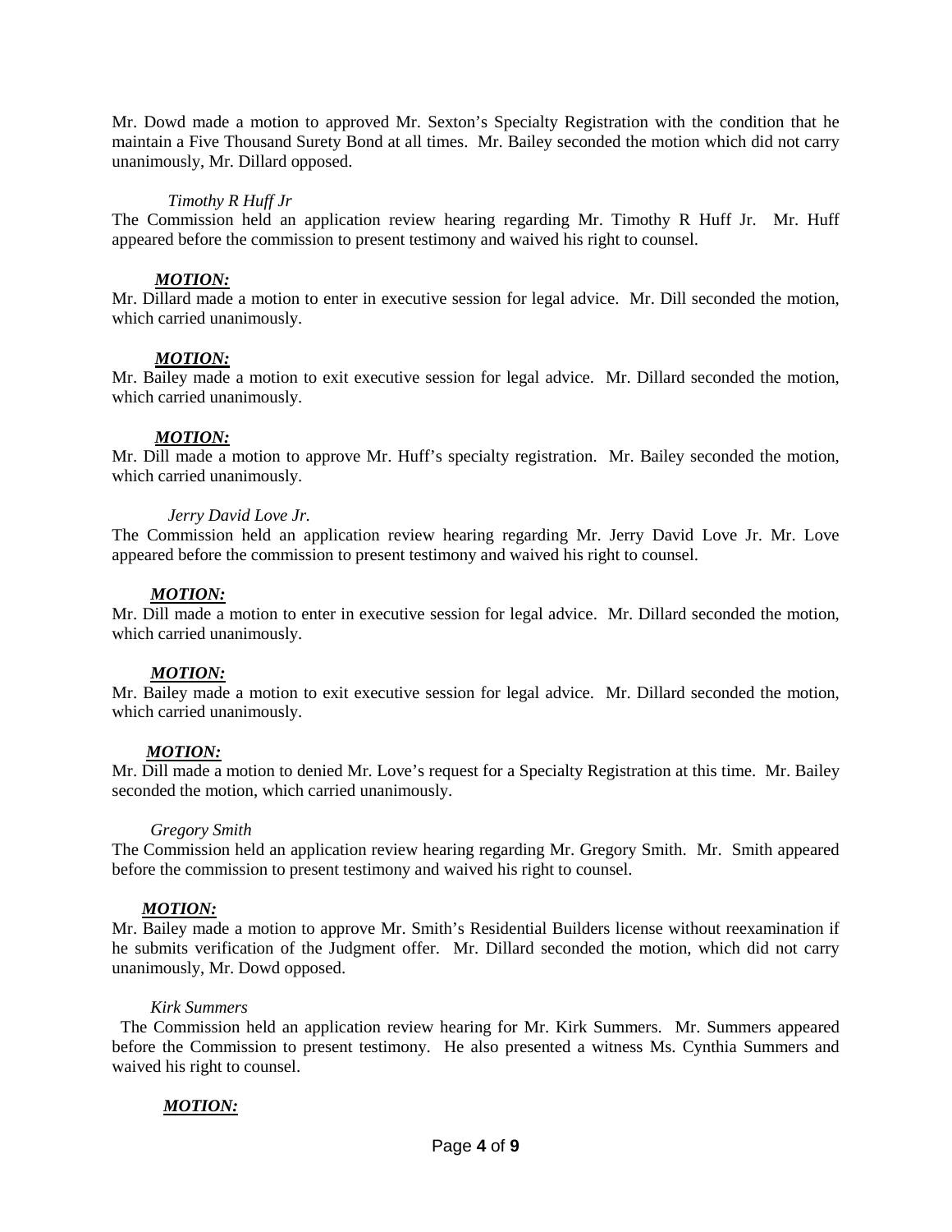Mr. Dowd made a motion to approved Mr. Sexton's Specialty Registration with the condition that he maintain a Five Thousand Surety Bond at all times. Mr. Bailey seconded the motion which did not carry unanimously, Mr. Dillard opposed.

*Timothy R Huff Jr*

The Commission held an application review hearing regarding Mr. Timothy R Huff Jr. Mr. Huff appeared before the commission to present testimony and waived his right to counsel.

***MOTION:***

Mr. Dillard made a motion to enter in executive session for legal advice. Mr. Dill seconded the motion, which carried unanimously.

***MOTION:***

Mr. Bailey made a motion to exit executive session for legal advice. Mr. Dillard seconded the motion, which carried unanimously.

***MOTION:***

Mr. Dill made a motion to approve Mr. Huff's specialty registration. Mr. Bailey seconded the motion, which carried unanimously.

*Jerry David Love Jr.*

The Commission held an application review hearing regarding Mr. Jerry David Love Jr. Mr. Love appeared before the commission to present testimony and waived his right to counsel.

***MOTION:***

Mr. Dill made a motion to enter in executive session for legal advice. Mr. Dillard seconded the motion, which carried unanimously.

***MOTION:***

Mr. Bailey made a motion to exit executive session for legal advice. Mr. Dillard seconded the motion, which carried unanimously.

***MOTION:***

Mr. Dill made a motion to denied Mr. Love's request for a Specialty Registration at this time. Mr. Bailey seconded the motion, which carried unanimously.

*Gregory Smith*

The Commission held an application review hearing regarding Mr. Gregory Smith. Mr. Smith appeared before the commission to present testimony and waived his right to counsel.

***MOTION:***

Mr. Bailey made a motion to approve Mr. Smith's Residential Builders license without reexamination if he submits verification of the Judgment offer. Mr. Dillard seconded the motion, which did not carry unanimously, Mr. Dowd opposed.

*Kirk Summers*

The Commission held an application review hearing for Mr. Kirk Summers. Mr. Summers appeared before the Commission to present testimony. He also presented a witness Ms. Cynthia Summers and waived his right to counsel.

***MOTION:***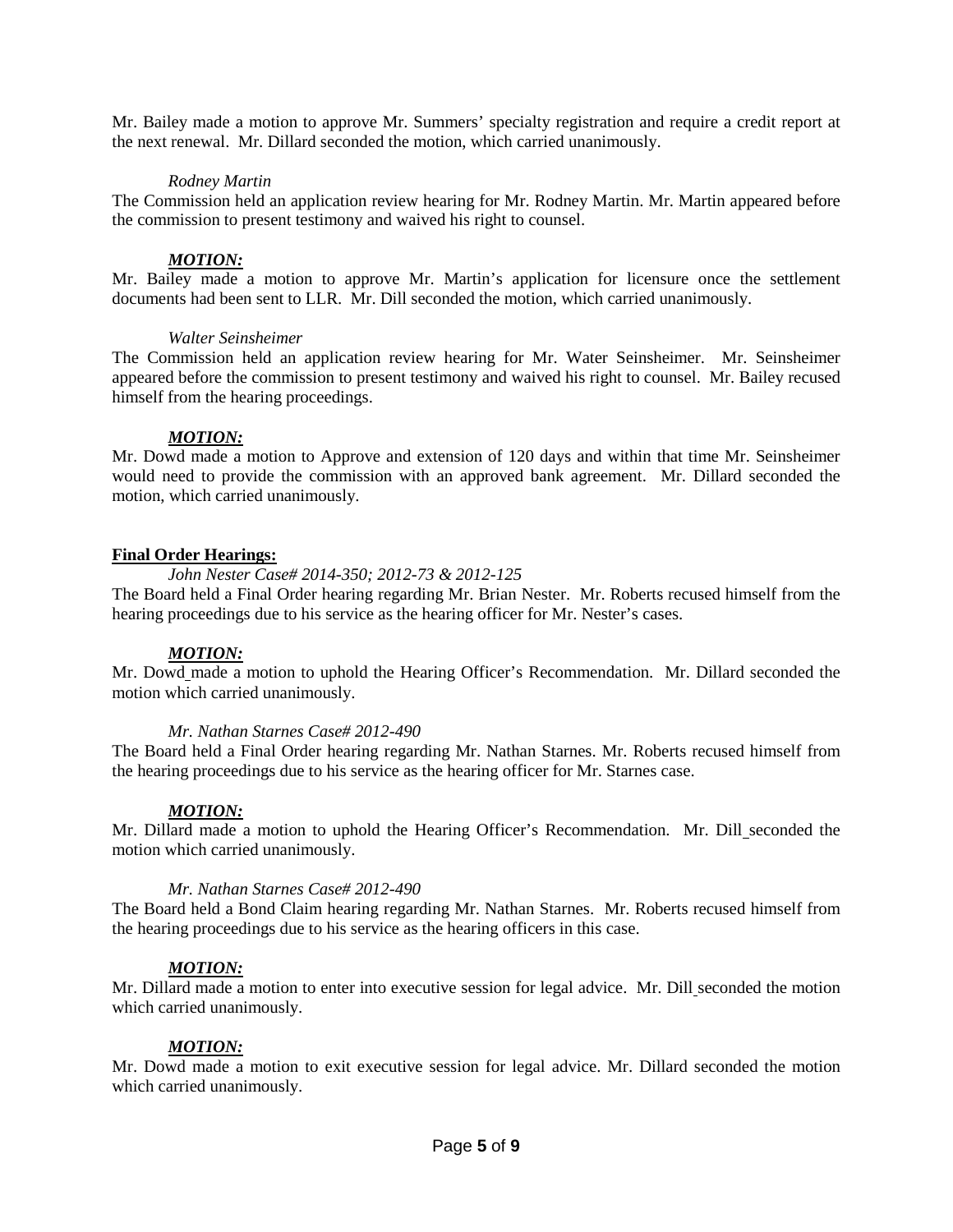Mr. Bailey made a motion to approve Mr. Summers' specialty registration and require a credit report at the next renewal. Mr. Dillard seconded the motion, which carried unanimously.

*Rodney Martin*

The Commission held an application review hearing for Mr. Rodney Martin. Mr. Martin appeared before the commission to present testimony and waived his right to counsel.

***MOTION:***

Mr. Bailey made a motion to approve Mr. Martin's application for licensure once the settlement documents had been sent to LLR. Mr. Dill seconded the motion, which carried unanimously.

*Walter Seinsheimer*

The Commission held an application review hearing for Mr. Water Seinsheimer. Mr. Seinsheimer appeared before the commission to present testimony and waived his right to counsel. Mr. Bailey recused himself from the hearing proceedings.

***MOTION:***

Mr. Dowd made a motion to Approve and extension of 120 days and within that time Mr. Seinsheimer would need to provide the commission with an approved bank agreement. Mr. Dillard seconded the motion, which carried unanimously.

**Final Order Hearings:**

*John Nester Case# 2014-350; 2012-73 & 2012-125*

The Board held a Final Order hearing regarding Mr. Brian Nester. Mr. Roberts recused himself from the hearing proceedings due to his service as the hearing officer for Mr. Nester's cases.

***MOTION:***

Mr. Dowd made a motion to uphold the Hearing Officer's Recommendation. Mr. Dillard seconded the motion which carried unanimously.

*Mr. Nathan Starnes Case# 2012-490*

The Board held a Final Order hearing regarding Mr. Nathan Starnes. Mr. Roberts recused himself from the hearing proceedings due to his service as the hearing officer for Mr. Starnes case.

***MOTION:***

Mr. Dillard made a motion to uphold the Hearing Officer's Recommendation. Mr. Dill seconded the motion which carried unanimously.

*Mr. Nathan Starnes Case# 2012-490*

The Board held a Bond Claim hearing regarding Mr. Nathan Starnes. Mr. Roberts recused himself from the hearing proceedings due to his service as the hearing officers in this case.

***MOTION:***

Mr. Dillard made a motion to enter into executive session for legal advice. Mr. Dill seconded the motion which carried unanimously.

***MOTION:***

Mr. Dowd made a motion to exit executive session for legal advice. Mr. Dillard seconded the motion which carried unanimously.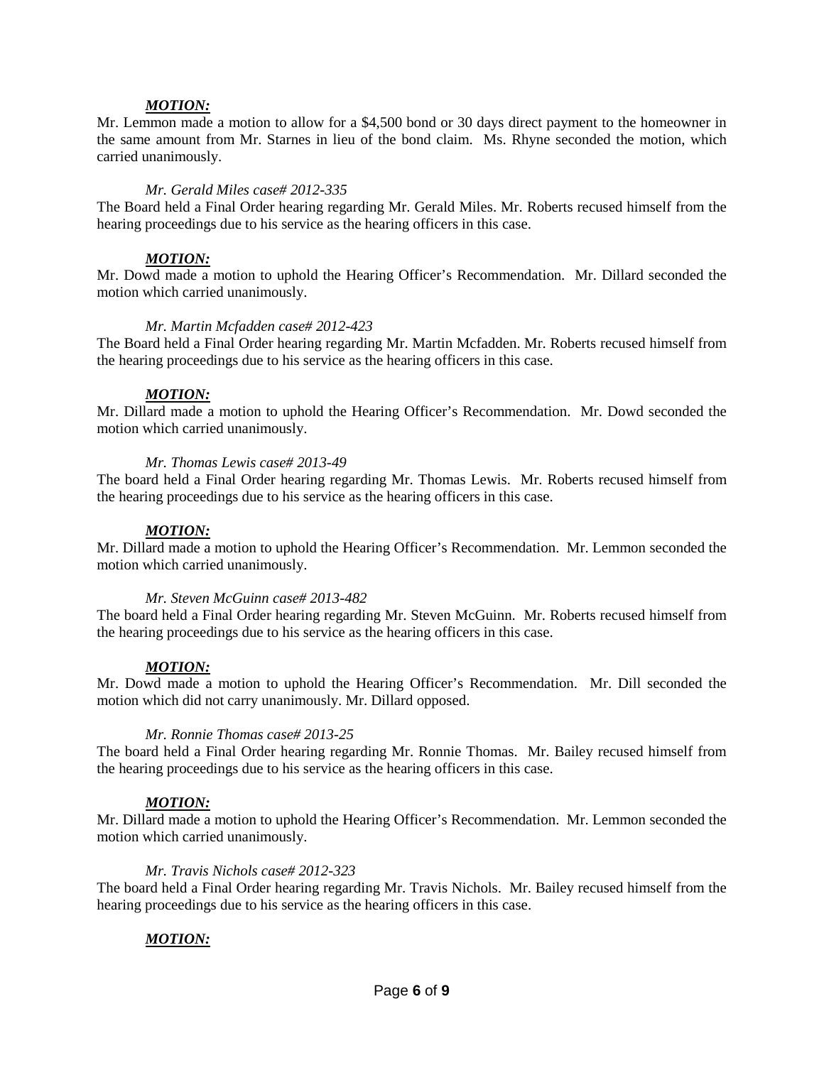***MOTION:***

Mr. Lemmon made a motion to allow for a $4,500 bond or 30 days direct payment to the homeowner in the same amount from Mr. Starnes in lieu of the bond claim. Ms. Rhyne seconded the motion, which carried unanimously.

*Mr. Gerald Miles case# 2012-335*

The Board held a Final Order hearing regarding Mr. Gerald Miles. Mr. Roberts recused himself from the hearing proceedings due to his service as the hearing officers in this case.

***MOTION:***

Mr. Dowd made a motion to uphold the Hearing Officer's Recommendation. Mr. Dillard seconded the motion which carried unanimously.

*Mr. Martin Mcfadden case# 2012-423*

The Board held a Final Order hearing regarding Mr. Martin Mcfadden. Mr. Roberts recused himself from the hearing proceedings due to his service as the hearing officers in this case.

***MOTION:***

Mr. Dillard made a motion to uphold the Hearing Officer's Recommendation. Mr. Dowd seconded the motion which carried unanimously.

*Mr. Thomas Lewis case# 2013-49*

The board held a Final Order hearing regarding Mr. Thomas Lewis. Mr. Roberts recused himself from the hearing proceedings due to his service as the hearing officers in this case.

***MOTION:***

Mr. Dillard made a motion to uphold the Hearing Officer's Recommendation. Mr. Lemmon seconded the motion which carried unanimously.

*Mr. Steven McGuinn case# 2013-482*

The board held a Final Order hearing regarding Mr. Steven McGuinn. Mr. Roberts recused himself from the hearing proceedings due to his service as the hearing officers in this case.

***MOTION:***

Mr. Dowd made a motion to uphold the Hearing Officer's Recommendation. Mr. Dill seconded the motion which did not carry unanimously. Mr. Dillard opposed.

*Mr. Ronnie Thomas case# 2013-25*

The board held a Final Order hearing regarding Mr. Ronnie Thomas. Mr. Bailey recused himself from the hearing proceedings due to his service as the hearing officers in this case.

***MOTION:***

Mr. Dillard made a motion to uphold the Hearing Officer's Recommendation. Mr. Lemmon seconded the motion which carried unanimously.

*Mr. Travis Nichols case# 2012-323*

The board held a Final Order hearing regarding Mr. Travis Nichols. Mr. Bailey recused himself from the hearing proceedings due to his service as the hearing officers in this case.

***MOTION:***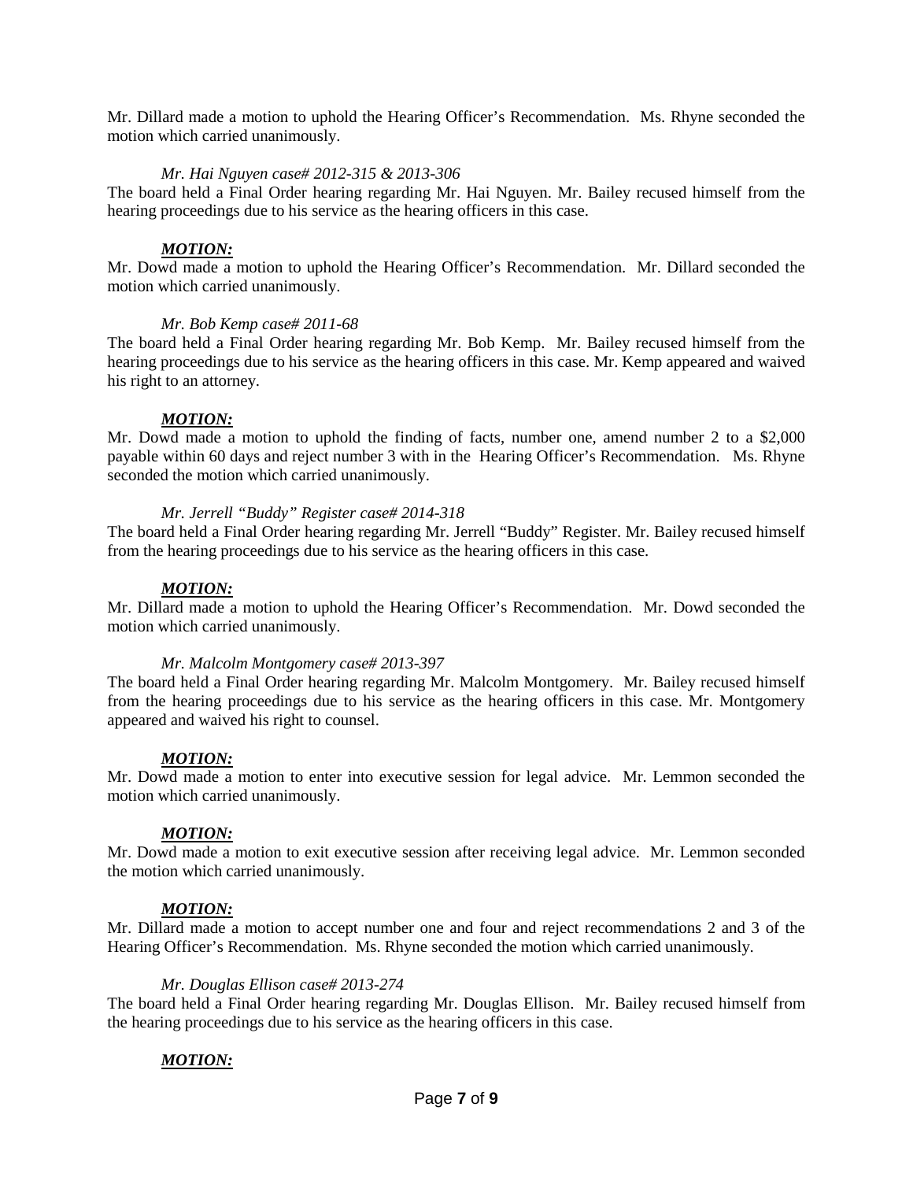Mr. Dillard made a motion to uphold the Hearing Officer's Recommendation. Ms. Rhyne seconded the motion which carried unanimously.

*Mr. Hai Nguyen case# 2012-315 & 2013-306*

The board held a Final Order hearing regarding Mr. Hai Nguyen. Mr. Bailey recused himself from the hearing proceedings due to his service as the hearing officers in this case.

***MOTION:***

Mr. Dowd made a motion to uphold the Hearing Officer's Recommendation. Mr. Dillard seconded the motion which carried unanimously.

*Mr. Bob Kemp case# 2011-68*

The board held a Final Order hearing regarding Mr. Bob Kemp. Mr. Bailey recused himself from the hearing proceedings due to his service as the hearing officers in this case. Mr. Kemp appeared and waived his right to an attorney.

***MOTION:***

Mr. Dowd made a motion to uphold the finding of facts, number one, amend number 2 to a $2,000 payable within 60 days and reject number 3 with in the Hearing Officer's Recommendation. Ms. Rhyne seconded the motion which carried unanimously.

*Mr. Jerrell "Buddy" Register case# 2014-318*

The board held a Final Order hearing regarding Mr. Jerrell "Buddy" Register. Mr. Bailey recused himself from the hearing proceedings due to his service as the hearing officers in this case.

***MOTION:***

Mr. Dillard made a motion to uphold the Hearing Officer's Recommendation. Mr. Dowd seconded the motion which carried unanimously.

*Mr. Malcolm Montgomery case# 2013-397*

The board held a Final Order hearing regarding Mr. Malcolm Montgomery. Mr. Bailey recused himself from the hearing proceedings due to his service as the hearing officers in this case. Mr. Montgomery appeared and waived his right to counsel.

***MOTION:***

Mr. Dowd made a motion to enter into executive session for legal advice. Mr. Lemmon seconded the motion which carried unanimously.

***MOTION:***

Mr. Dowd made a motion to exit executive session after receiving legal advice. Mr. Lemmon seconded the motion which carried unanimously.

***MOTION:***

Mr. Dillard made a motion to accept number one and four and reject recommendations 2 and 3 of the Hearing Officer's Recommendation. Ms. Rhyne seconded the motion which carried unanimously.

*Mr. Douglas Ellison case# 2013-274*

The board held a Final Order hearing regarding Mr. Douglas Ellison. Mr. Bailey recused himself from the hearing proceedings due to his service as the hearing officers in this case.

***MOTION:***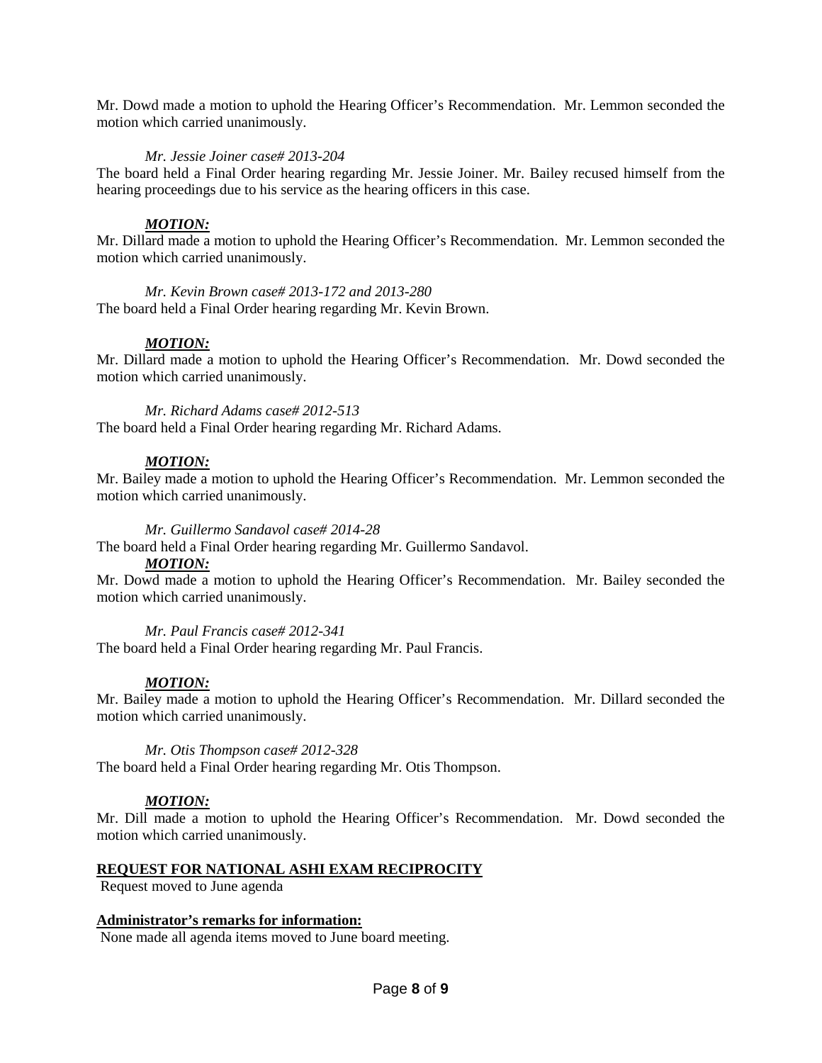Mr. Dowd made a motion to uphold the Hearing Officer's Recommendation. Mr. Lemmon seconded the motion which carried unanimously.

*Mr. Jessie Joiner case# 2013-204*

The board held a Final Order hearing regarding Mr. Jessie Joiner. Mr. Bailey recused himself from the hearing proceedings due to his service as the hearing officers in this case.

***MOTION:***

Mr. Dillard made a motion to uphold the Hearing Officer's Recommendation. Mr. Lemmon seconded the motion which carried unanimously.

*Mr. Kevin Brown case# 2013-172 and 2013-280*

The board held a Final Order hearing regarding Mr. Kevin Brown.

***MOTION:***

Mr. Dillard made a motion to uphold the Hearing Officer's Recommendation. Mr. Dowd seconded the motion which carried unanimously.

*Mr. Richard Adams case# 2012-513*

The board held a Final Order hearing regarding Mr. Richard Adams.

***MOTION:***

Mr. Bailey made a motion to uphold the Hearing Officer's Recommendation. Mr. Lemmon seconded the motion which carried unanimously.

*Mr. Guillermo Sandavol case# 2014-28*

The board held a Final Order hearing regarding Mr. Guillermo Sandavol.

***MOTION:***

Mr. Dowd made a motion to uphold the Hearing Officer's Recommendation. Mr. Bailey seconded the motion which carried unanimously.

*Mr. Paul Francis case# 2012-341*

The board held a Final Order hearing regarding Mr. Paul Francis.

***MOTION:***

Mr. Bailey made a motion to uphold the Hearing Officer's Recommendation. Mr. Dillard seconded the motion which carried unanimously.

*Mr. Otis Thompson case# 2012-328*

The board held a Final Order hearing regarding Mr. Otis Thompson.

***MOTION:***

Mr. Dill made a motion to uphold the Hearing Officer's Recommendation. Mr. Dowd seconded the motion which carried unanimously.

**REQUEST FOR NATIONAL ASHI EXAM RECIPROCITY**

Request moved to June agenda

**Administrator's remarks for information:**

None made all agenda items moved to June board meeting.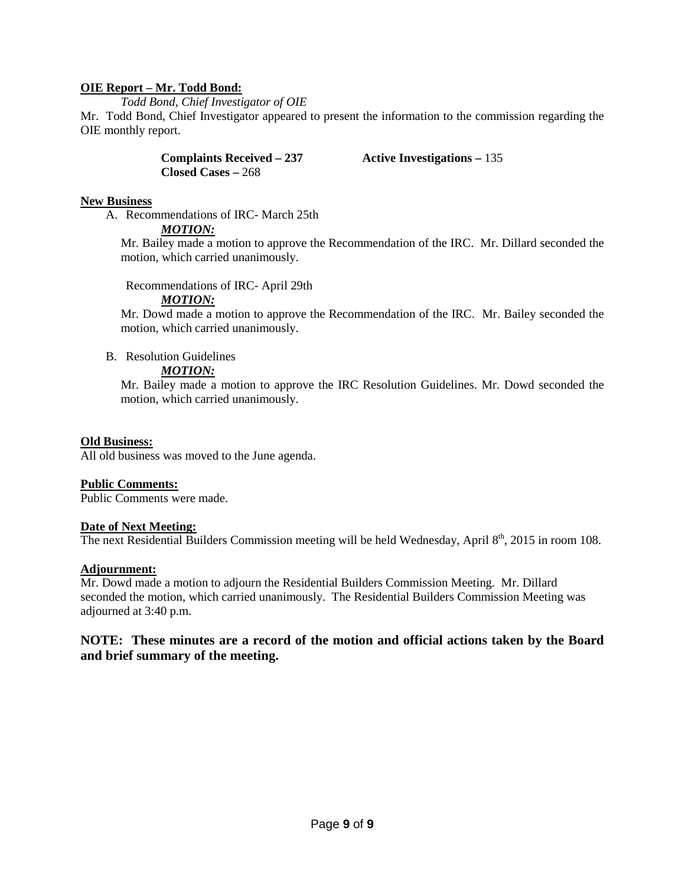**OIE Report – Mr. Todd Bond:**

*Todd Bond, Chief Investigator of OIE*

Mr. Todd Bond, Chief Investigator appeared to present the information to the commission regarding the OIE monthly report.

**Complaints Received – 237** **Active Investigations –** 135
**Closed Cases –** 268

**New Business**

A. Recommendations of IRC- March 25th

***MOTION:***

Mr. Bailey made a motion to approve the Recommendation of the IRC. Mr. Dillard seconded the motion, which carried unanimously.

Recommendations of IRC- April 29th

***MOTION:***

Mr. Dowd made a motion to approve the Recommendation of the IRC. Mr. Bailey seconded the motion, which carried unanimously.

B. Resolution Guidelines

***MOTION:***

Mr. Bailey made a motion to approve the IRC Resolution Guidelines. Mr. Dowd seconded the motion, which carried unanimously.

**Old Business:**

All old business was moved to the June agenda.

**Public Comments:**

Public Comments were made.

**Date of Next Meeting:**

The next Residential Builders Commission meeting will be held Wednesday, April 8th, 2015 in room 108.

**Adjournment:**

Mr. Dowd made a motion to adjourn the Residential Builders Commission Meeting. Mr. Dillard seconded the motion, which carried unanimously. The Residential Builders Commission Meeting was adjourned at 3:40 p.m.

**NOTE: These minutes are a record of the motion and official actions taken by the Board and brief summary of the meeting.**